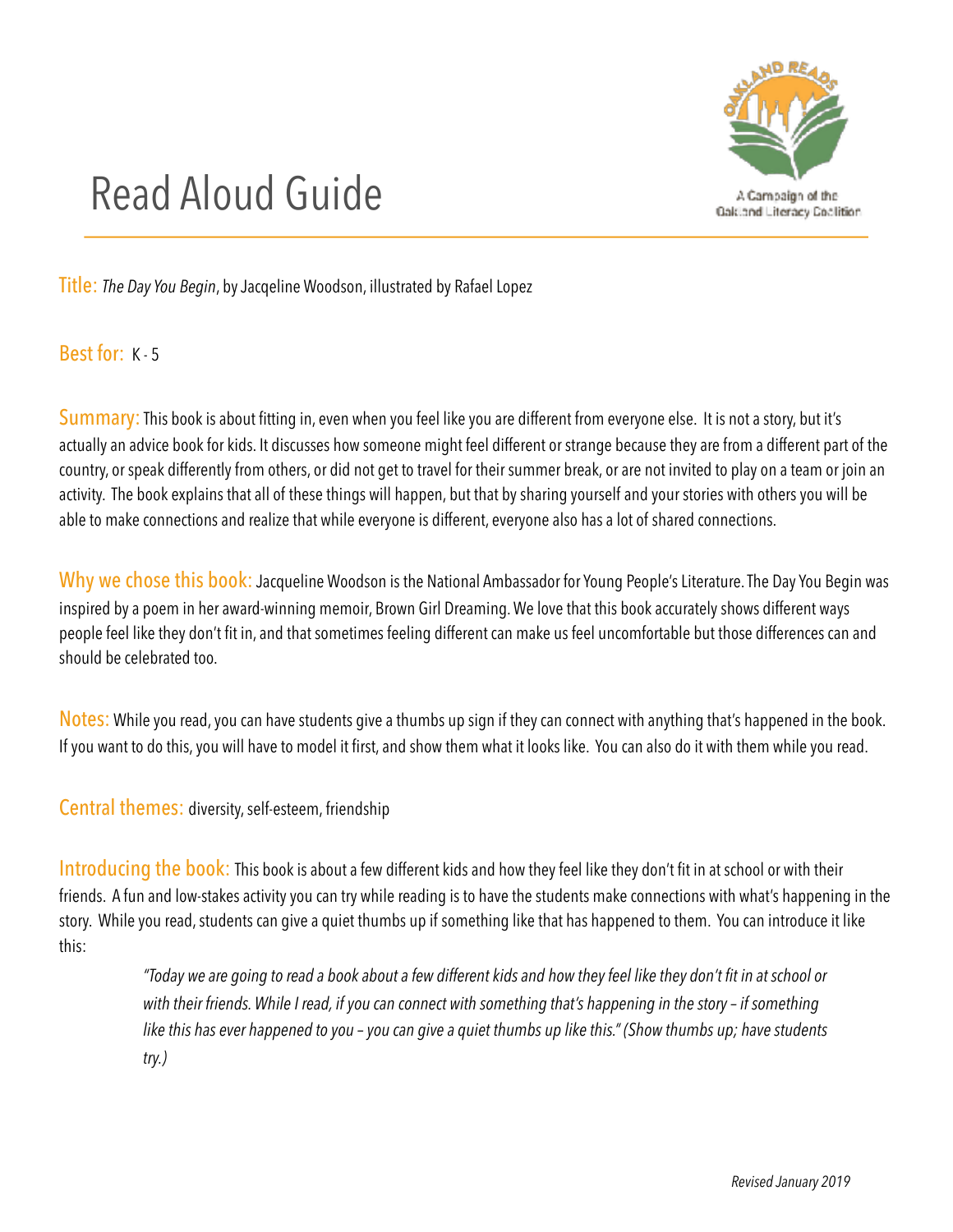# Read Aloud Guide

A Campaign of the Oakland Literacy Coalition

**Title:** *The Day You Begin*, by Jacqeline Woodson, illustrated by Rafael Lopez

**Best for:** K - 5

**Summary:** This book is about fitting in, even when you feel like you are different from everyone else. It is not a story, but it's actually an advice book for kids. It discusses how someone might feel different or strange because they are from a different part of the country, or speak differently from others, or did not get to travel for their summer break, or are not invited to play on a team or join an activity. The book explains that all of these things will happen, but that by sharing yourself and your stories with others you will be able to make connections and realize that while everyone is different, everyone also has a lot of shared connections.

**Why we chose this book:** Jacqueline Woodson is the National Ambassador for Young People's Literature. The Day You Begin was inspired by a poem in her award-winning memoir, Brown Girl Dreaming. We love that this book accurately shows different ways people feel like they don't fit in, and that sometimes feeling different can make us feel uncomfortable but those differences can and should be celebrated too.

**Notes:** While you read, you can have students give a thumbs up sign if they can connect with anything that's happened in the book. If you want to do this, you will have to model it first, and show them what it looks like. You can also do it with them while you read.

**Central themes:** diversity, self-esteem, friendship

**Introducing the book:** This book is about a few different kids and how they feel like they don't fit in at school or with their friends. A fun and low-stakes activity you can try while reading is to have the students make connections with what's happening in the story. While you read, students can give a quiet thumbs up if something like that has happened to them. You can introduce it like this:

> *"Today we are going to read a book about a few different kids and how they feel like they don't fit in at school or with their friends. While I read, if you can connect with something that's happening in the story – if something like this has ever happened to you – you can give a quiet thumbs up like this." (Show thumbs up; have students try.)*

*Revised January 2019*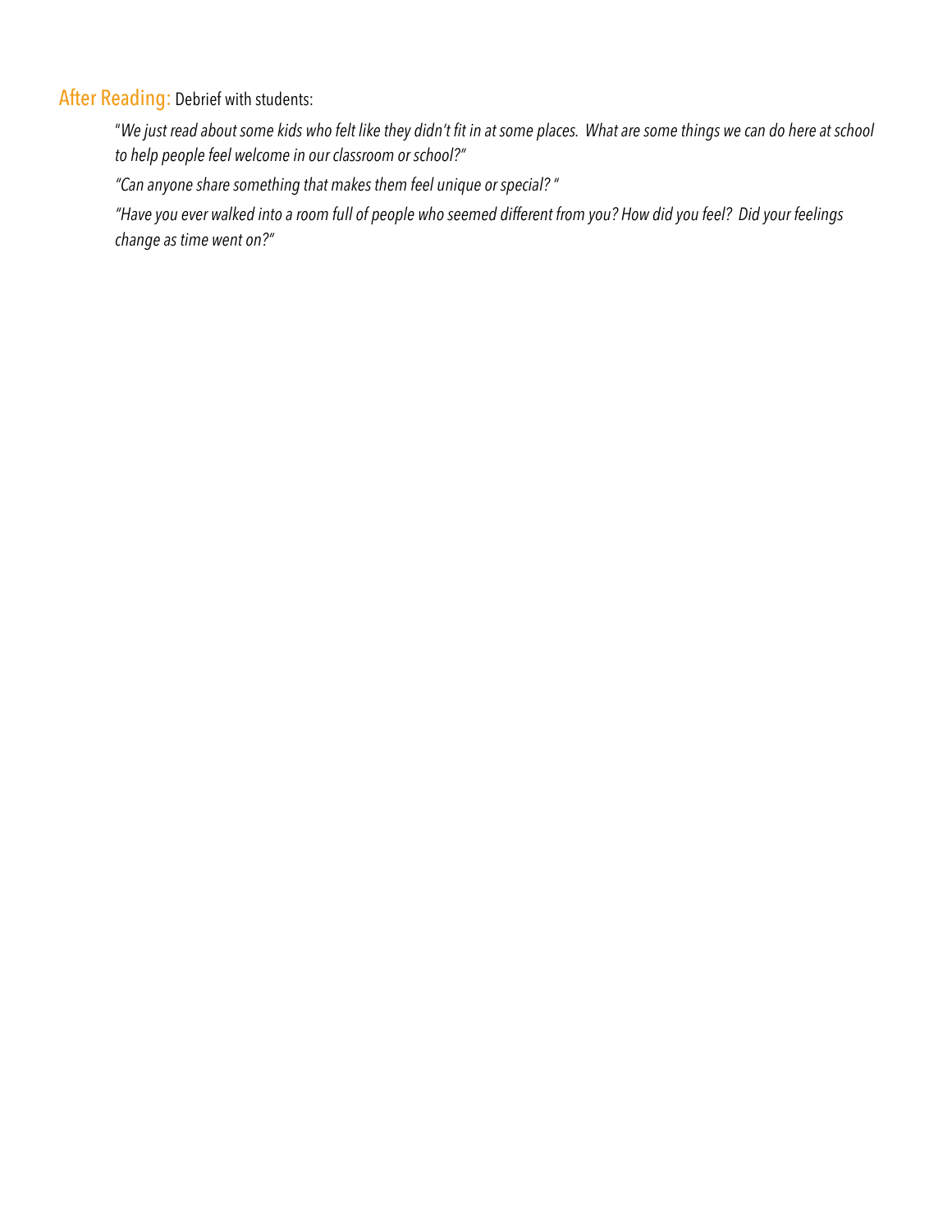**After Reading:** Debrief with students:

> "*We just read about some kids who felt like they didn't fit in at some places. What are some things we can do here at school to help people feel welcome in our classroom or school?*"
>
> *"Can anyone share something that makes them feel unique or special? "*
>
> *"Have you ever walked into a room full of people who seemed different from you? How did you feel? Did your feelings change as time went on?"*